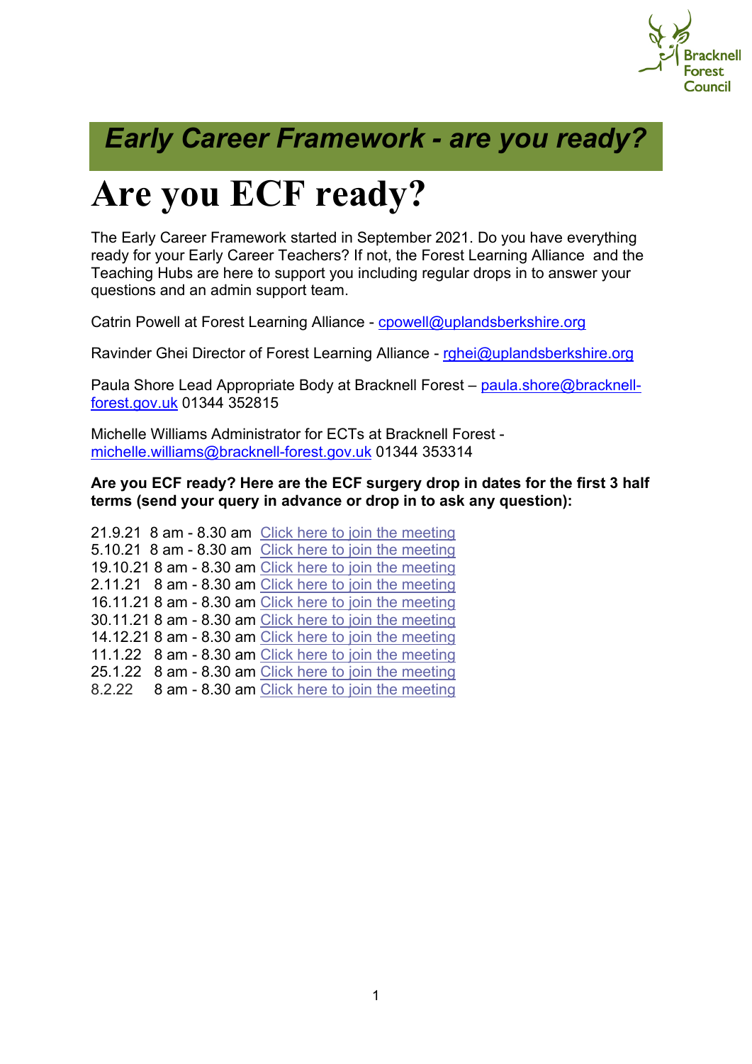*Early Career Framework - are you ready?*

# Are you ECF ready?

The Early Career Framework started in September 2021. Do you have everything ready for your Early Career Teachers? If not, the Forest Learning Alliance and the Teaching Hubs are here to support you including regular drops in to answer your questions and an admin support team.

Catrin Powell at Forest Learning Alliance - cpowell@uplandsberkshire.org

Ravinder Ghei Director of Forest Learning Alliance - rghei@uplandsberkshire.org

Paula Shore Lead Appropriate Body at Bracknell Forest – paula.shore@bracknell-forest.gov.uk 01344 352815

Michelle Williams Administrator for ECTs at Bracknell Forest - michelle.williams@bracknell-forest.gov.uk 01344 353314

**Are you ECF ready? Here are the ECF surgery drop in dates for the first 3 half terms (send your query in advance or drop in to ask any question):**

21.9.21 8 am - 8.30 am Click here to join the meeting
5.10.21 8 am - 8.30 am Click here to join the meeting
19.10.21 8 am - 8.30 am Click here to join the meeting
2.11.21 8 am - 8.30 am Click here to join the meeting
16.11.21 8 am - 8.30 am Click here to join the meeting
30.11.21 8 am - 8.30 am Click here to join the meeting
14.12.21 8 am - 8.30 am Click here to join the meeting
11.1.22 8 am - 8.30 am Click here to join the meeting
25.1.22 8 am - 8.30 am Click here to join the meeting
8.2.22 8 am - 8.30 am Click here to join the meeting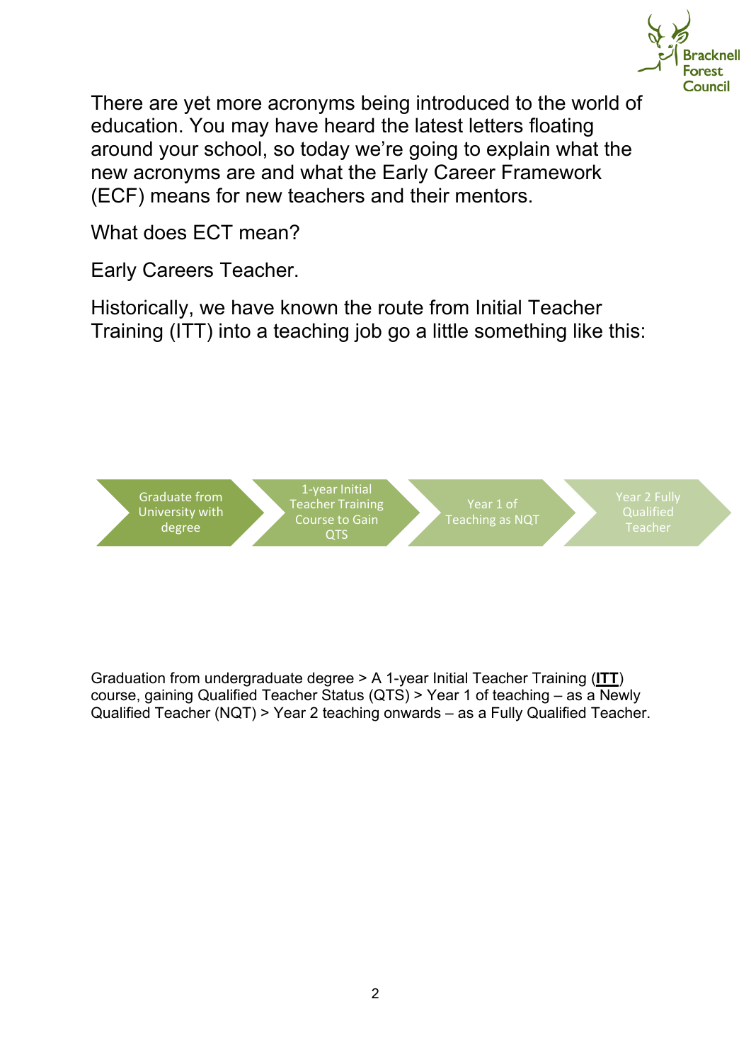There are yet more acronyms being introduced to the world of education. You may have heard the latest letters floating around your school, so today we're going to explain what the new acronyms are and what the Early Career Framework (ECF) means for new teachers and their mentors.

What does ECT mean?

Early Careers Teacher.

Historically, we have known the route from Initial Teacher Training (ITT) into a teaching job go a little something like this:

Graduate from University with degree

1-year Initial Teacher Training Course to Gain QTS

Year 1 of Teaching as NQT

Year 2 Fully Qualified Teacher

Graduation from undergraduate degree > A 1-year Initial Teacher Training (**ITT**) course, gaining Qualified Teacher Status (QTS) > Year 1 of teaching – as a Newly Qualified Teacher (NQT) > Year 2 teaching onwards – as a Fully Qualified Teacher.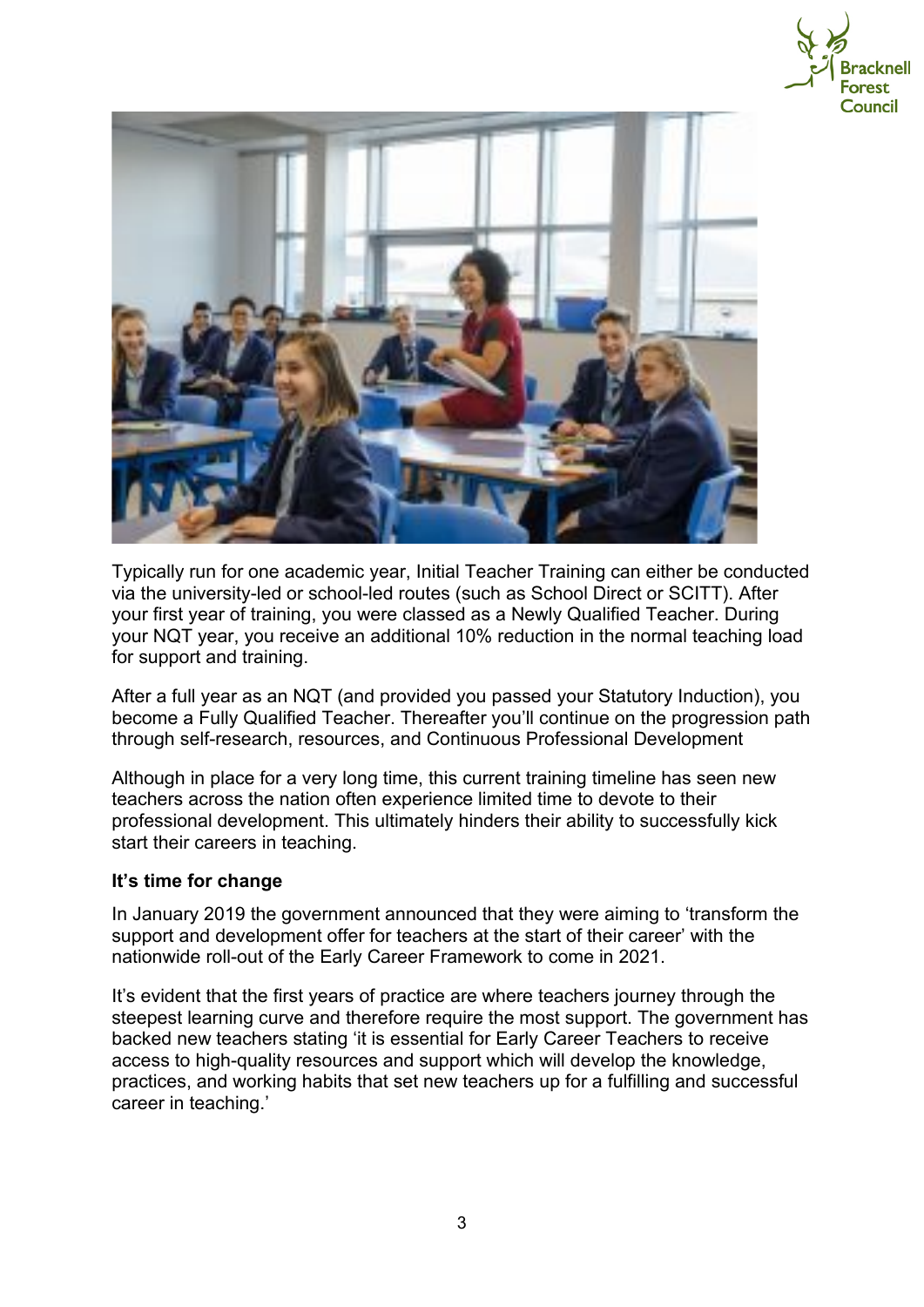Typically run for one academic year, Initial Teacher Training can either be conducted via the university-led or school-led routes (such as School Direct or SCITT). After your first year of training, you were classed as a Newly Qualified Teacher. During your NQT year, you receive an additional 10% reduction in the normal teaching load for support and training.

After a full year as an NQT (and provided you passed your Statutory Induction), you become a Fully Qualified Teacher. Thereafter you'll continue on the progression path through self-research, resources, and Continuous Professional Development

Although in place for a very long time, this current training timeline has seen new teachers across the nation often experience limited time to devote to their professional development. This ultimately hinders their ability to successfully kick start their careers in teaching.

**It's time for change**

In January 2019 the government announced that they were aiming to 'transform the support and development offer for teachers at the start of their career' with the nationwide roll-out of the Early Career Framework to come in 2021.

It's evident that the first years of practice are where teachers journey through the steepest learning curve and therefore require the most support. The government has backed new teachers stating 'it is essential for Early Career Teachers to receive access to high-quality resources and support which will develop the knowledge, practices, and working habits that set new teachers up for a fulfilling and successful career in teaching.'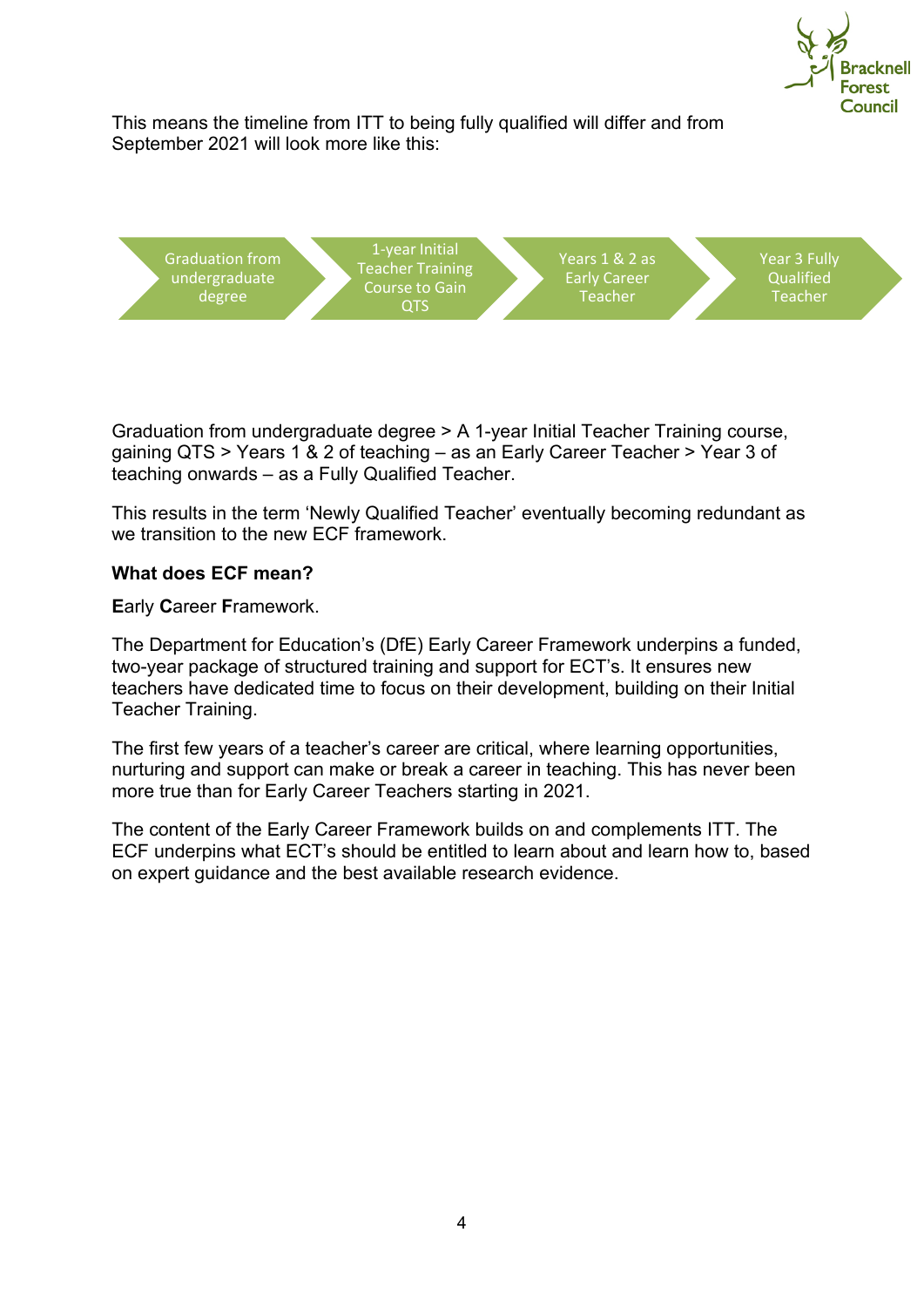This means the timeline from ITT to being fully qualified will differ and from September 2021 will look more like this:

Graduation from undergraduate degree

1-year Initial Teacher Training Course to Gain QTS

Years 1 & 2 as Early Career Teacher

Year 3 Fully Qualified Teacher

Graduation from undergraduate degree > A 1-year Initial Teacher Training course, gaining QTS > Years 1 & 2 of teaching – as an Early Career Teacher > Year 3 of teaching onwards – as a Fully Qualified Teacher.

This results in the term 'Newly Qualified Teacher' eventually becoming redundant as we transition to the new ECF framework.

**What does ECF mean?**

**E**arly **C**areer **F**ramework.

The Department for Education's (DfE) Early Career Framework underpins a funded, two-year package of structured training and support for ECT's. It ensures new teachers have dedicated time to focus on their development, building on their Initial Teacher Training.

The first few years of a teacher's career are critical, where learning opportunities, nurturing and support can make or break a career in teaching. This has never been more true than for Early Career Teachers starting in 2021.

The content of the Early Career Framework builds on and complements ITT. The ECF underpins what ECT's should be entitled to learn about and learn how to, based on expert guidance and the best available research evidence.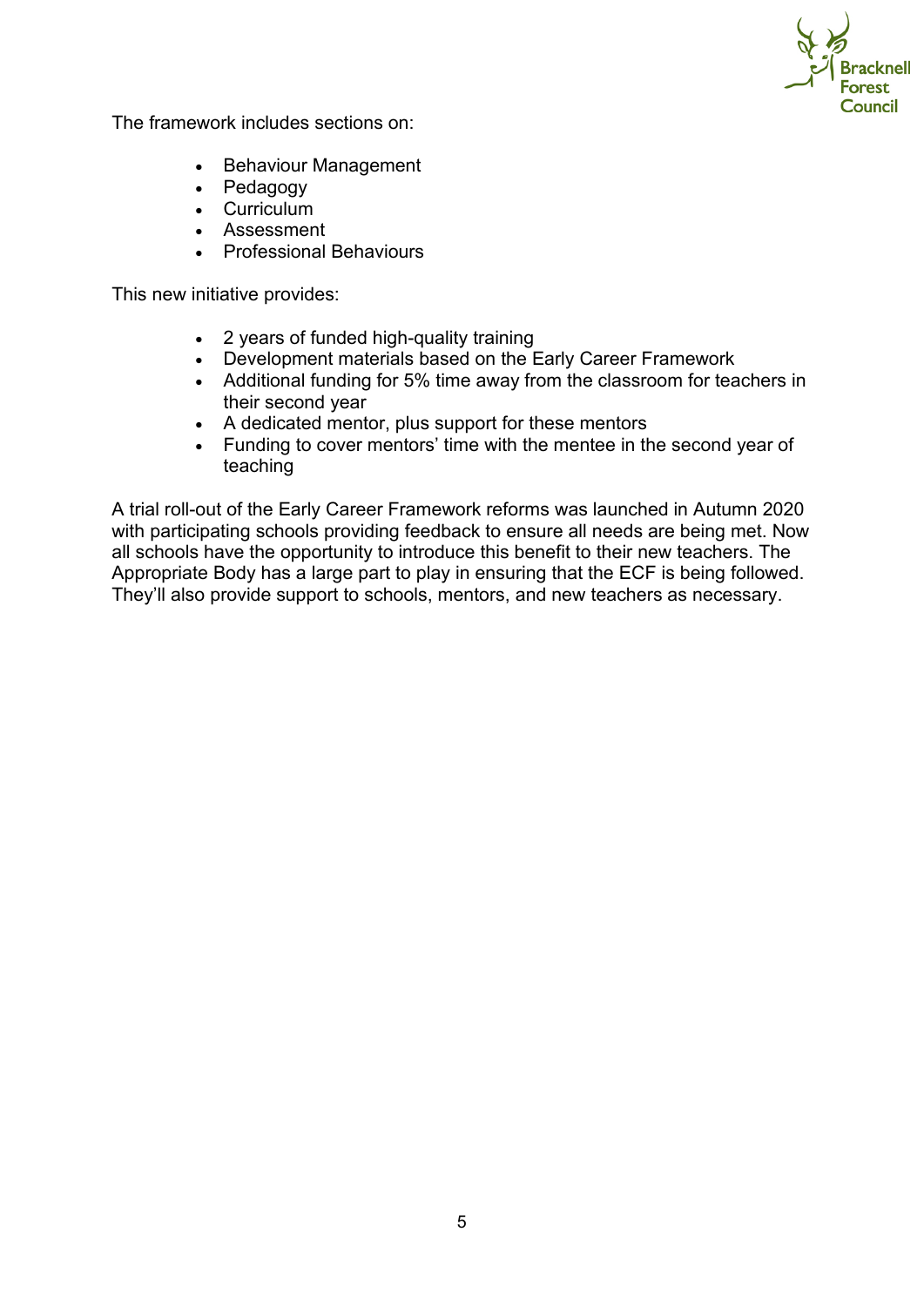The framework includes sections on:

- Behaviour Management
- Pedagogy
- Curriculum
- Assessment
- Professional Behaviours

This new initiative provides:

- 2 years of funded high-quality training
- Development materials based on the Early Career Framework
- Additional funding for 5% time away from the classroom for teachers in their second year
- A dedicated mentor, plus support for these mentors
- Funding to cover mentors' time with the mentee in the second year of teaching

A trial roll-out of the Early Career Framework reforms was launched in Autumn 2020 with participating schools providing feedback to ensure all needs are being met. Now all schools have the opportunity to introduce this benefit to their new teachers. The Appropriate Body has a large part to play in ensuring that the ECF is being followed. They'll also provide support to schools, mentors, and new teachers as necessary.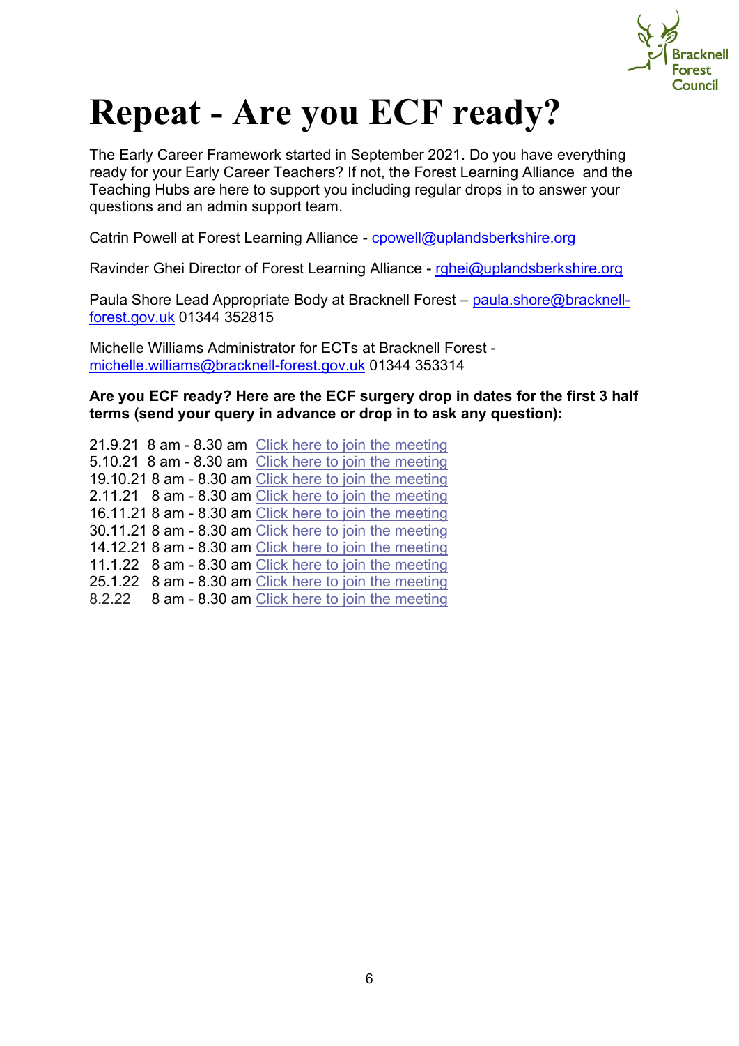# Repeat - Are you ECF ready?

The Early Career Framework started in September 2021. Do you have everything ready for your Early Career Teachers? If not, the Forest Learning Alliance and the Teaching Hubs are here to support you including regular drops in to answer your questions and an admin support team.

Catrin Powell at Forest Learning Alliance - cpowell@uplandsberkshire.org

Ravinder Ghei Director of Forest Learning Alliance - rghei@uplandsberkshire.org

Paula Shore Lead Appropriate Body at Bracknell Forest – paula.shore@bracknell-forest.gov.uk 01344 352815

Michelle Williams Administrator for ECTs at Bracknell Forest - michelle.williams@bracknell-forest.gov.uk 01344 353314

**Are you ECF ready? Here are the ECF surgery drop in dates for the first 3 half terms (send your query in advance or drop in to ask any question):**

21.9.21 8 am - 8.30 am Click here to join the meeting
5.10.21 8 am - 8.30 am Click here to join the meeting
19.10.21 8 am - 8.30 am Click here to join the meeting
2.11.21 8 am - 8.30 am Click here to join the meeting
16.11.21 8 am - 8.30 am Click here to join the meeting
30.11.21 8 am - 8.30 am Click here to join the meeting
14.12.21 8 am - 8.30 am Click here to join the meeting
11.1.22 8 am - 8.30 am Click here to join the meeting
25.1.22 8 am - 8.30 am Click here to join the meeting
8.2.22 8 am - 8.30 am Click here to join the meeting